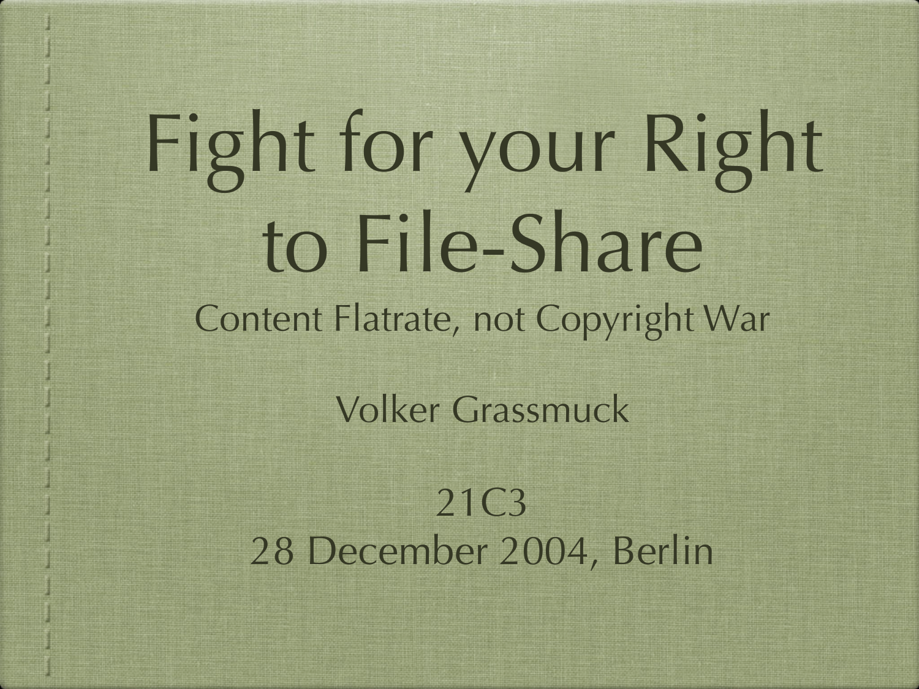# Fight for your Right to File-Share

## Content Flatrate, not Copyright War

Volker Grassmuck

21C3

28 December 2004, Berlin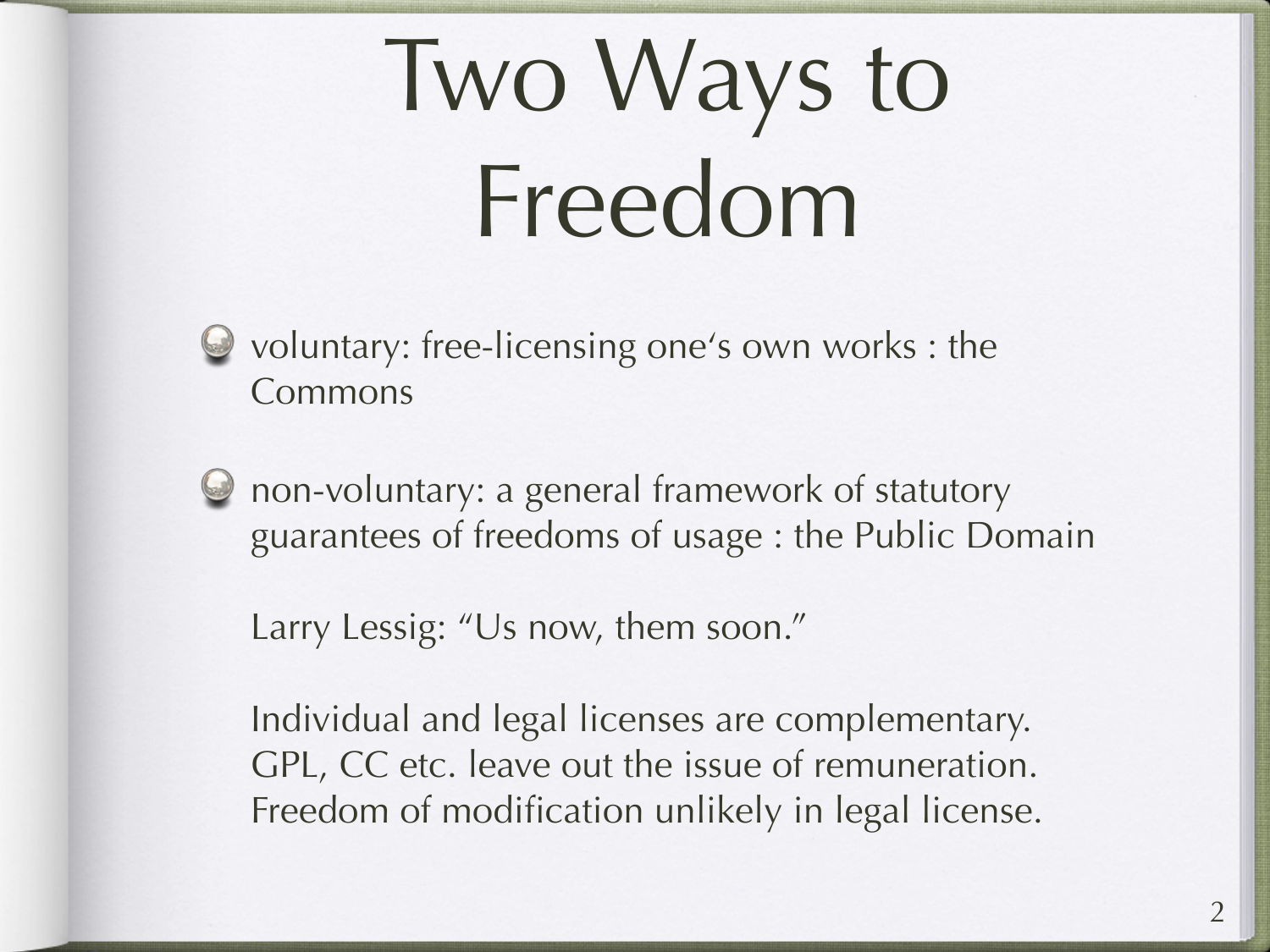# Two Ways to Freedom

- voluntary: free-licensing one‘s own works : the Commons
- non-voluntary: a general framework of statutory guarantees of freedoms of usage : the Public Domain

  Larry Lessig: “Us now, them soon.”

  Individual and legal licenses are complementary. GPL, CC etc. leave out the issue of remuneration. Freedom of modification unlikely in legal license.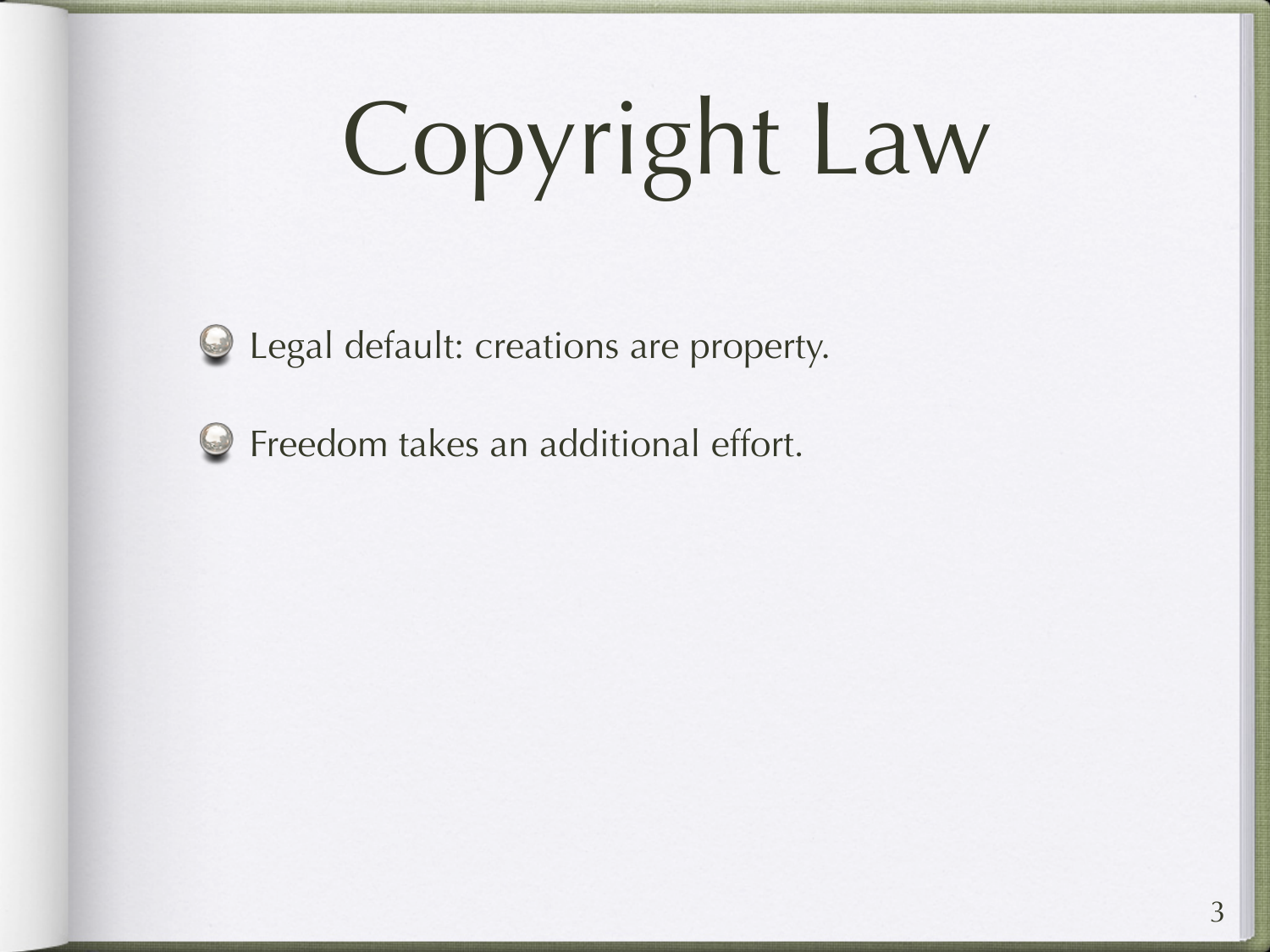# Copyright Law

- Legal default: creations are property.
- Freedom takes an additional effort.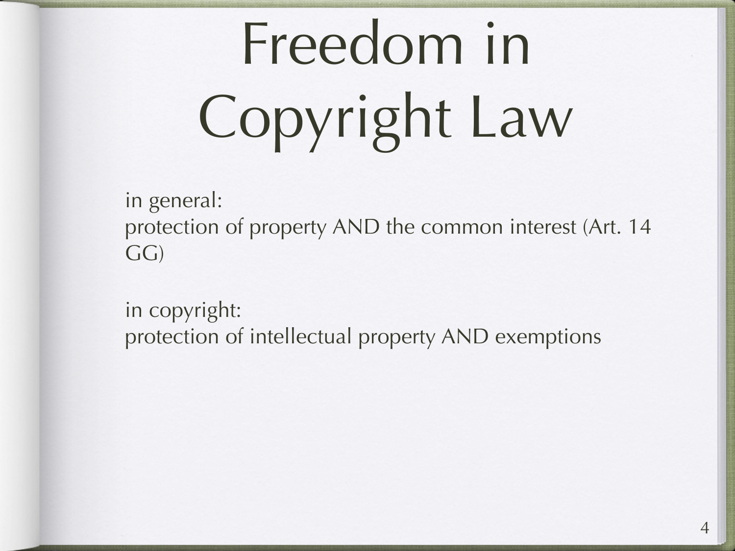# Freedom in Copyright Law

in general:
protection of property AND the common interest (Art. 14 GG)

in copyright:
protection of intellectual property AND exemptions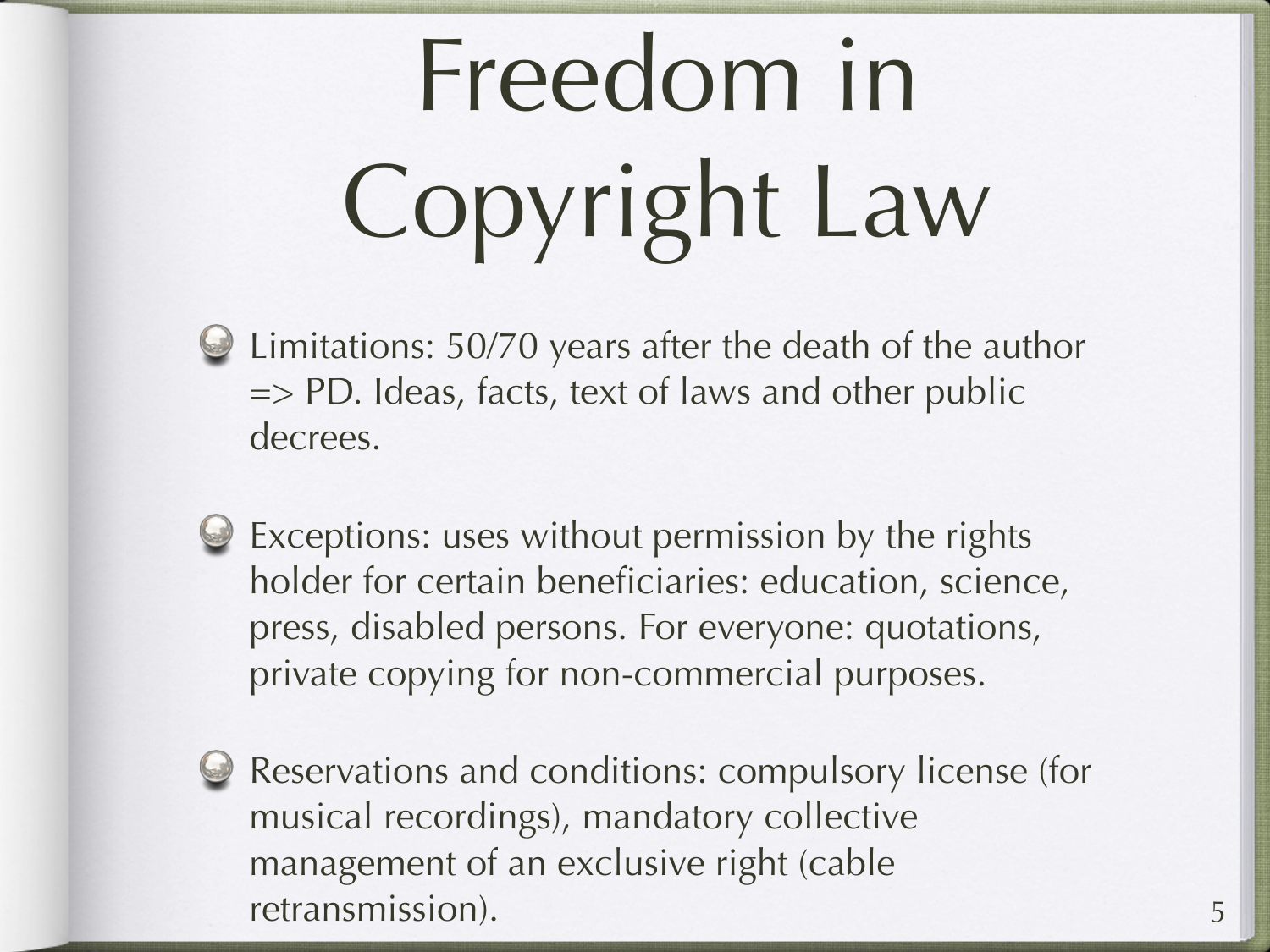# Freedom in Copyright Law

- Limitations: 50/70 years after the death of the author => PD. Ideas, facts, text of laws and other public decrees.
- Exceptions: uses without permission by the rights holder for certain beneficiaries: education, science, press, disabled persons. For everyone: quotations, private copying for non-commercial purposes.
- Reservations and conditions: compulsory license (for musical recordings), mandatory collective management of an exclusive right (cable retransmission).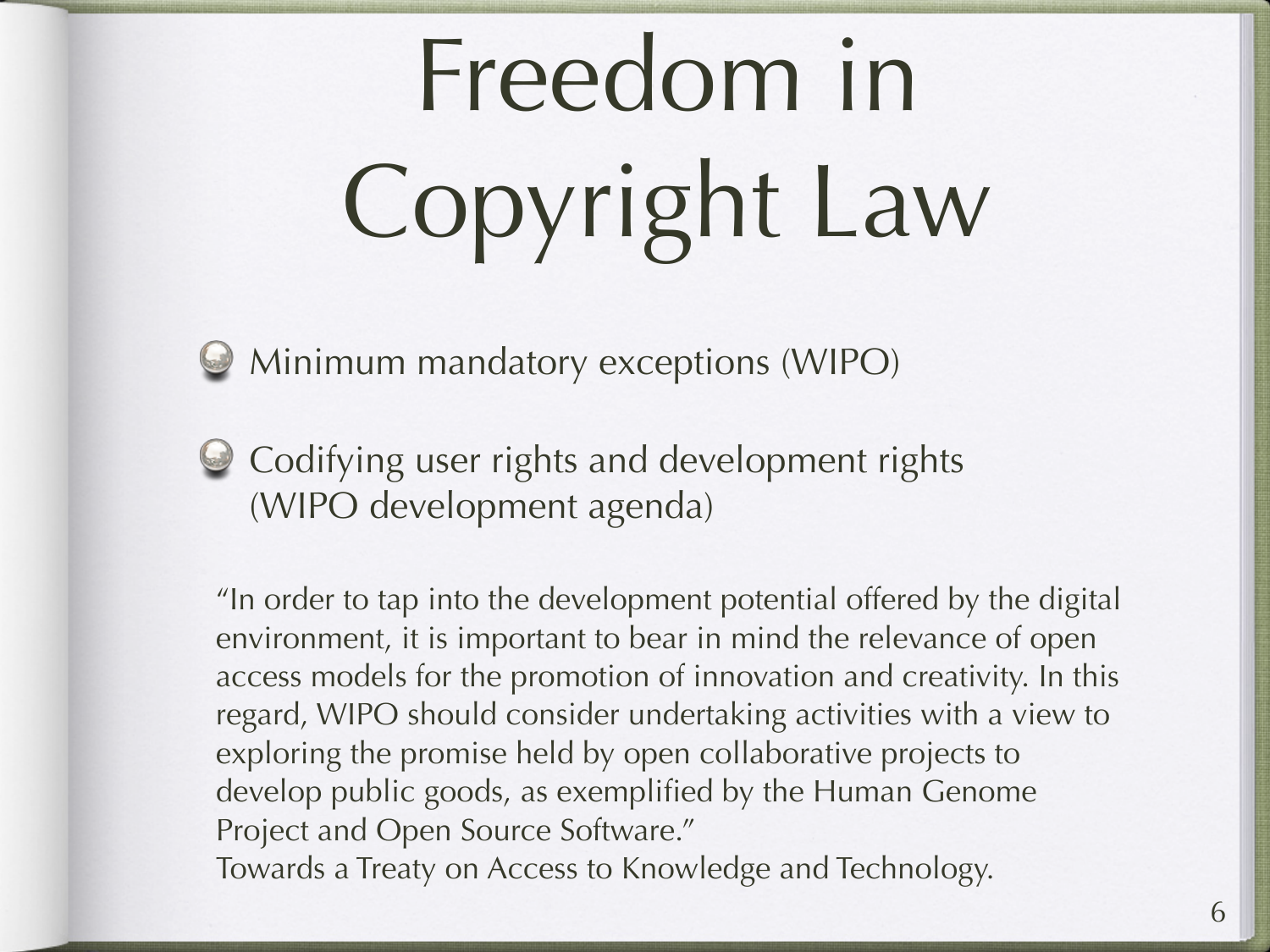# Freedom in Copyright Law

- Minimum mandatory exceptions (WIPO)
- Codifying user rights and development rights (WIPO development agenda)

"In order to tap into the development potential offered by the digital environment, it is important to bear in mind the relevance of open access models for the promotion of innovation and creativity. In this regard, WIPO should consider undertaking activities with a view to exploring the promise held by open collaborative projects to develop public goods, as exemplified by the Human Genome Project and Open Source Software."
Towards a Treaty on Access to Knowledge and Technology.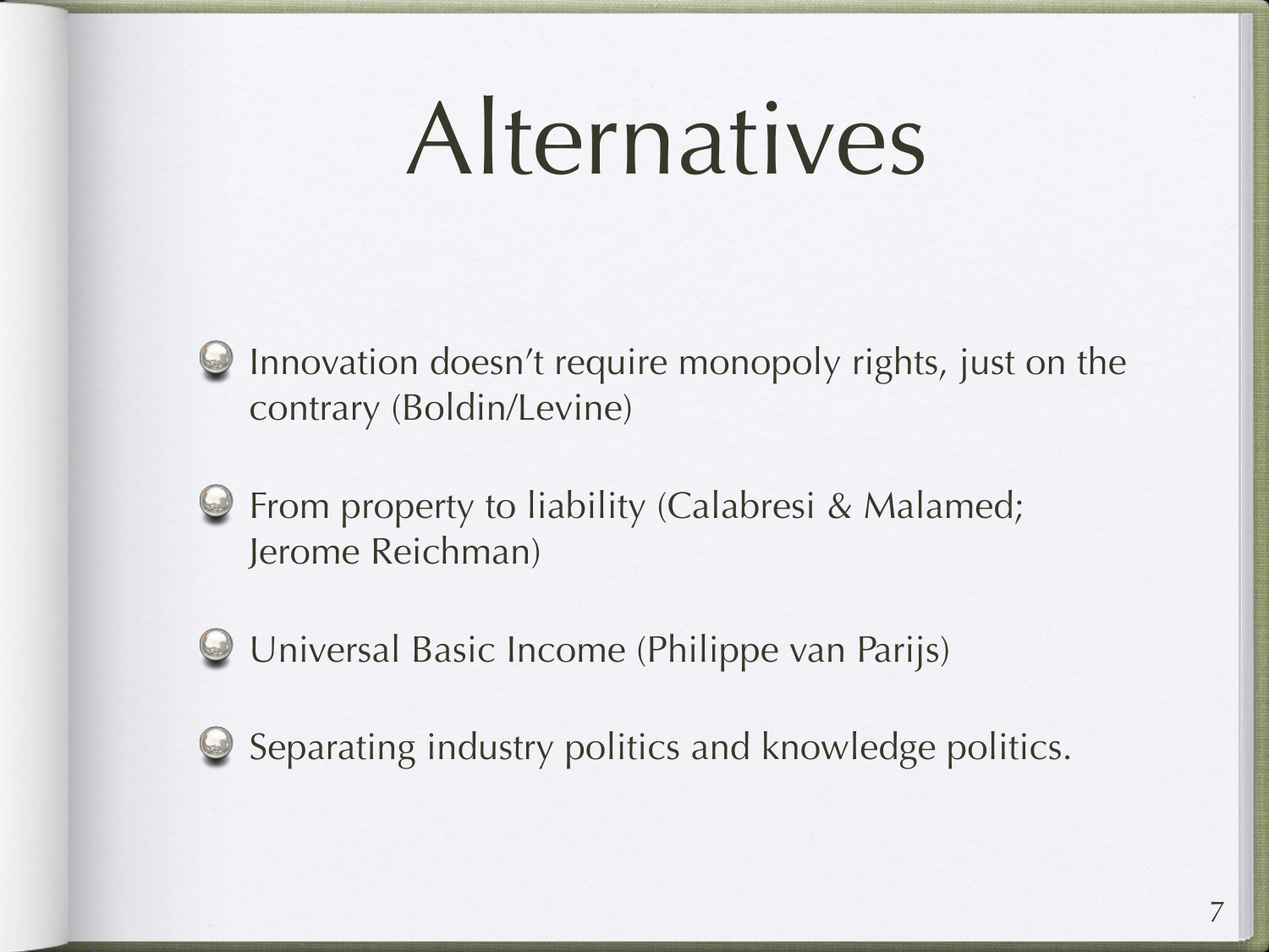# Alternatives

- Innovation doesn't require monopoly rights, just on the contrary (Boldin/Levine)
- From property to liability (Calabresi & Malamed; Jerome Reichman)
- Universal Basic Income (Philippe van Parijs)
- Separating industry politics and knowledge politics.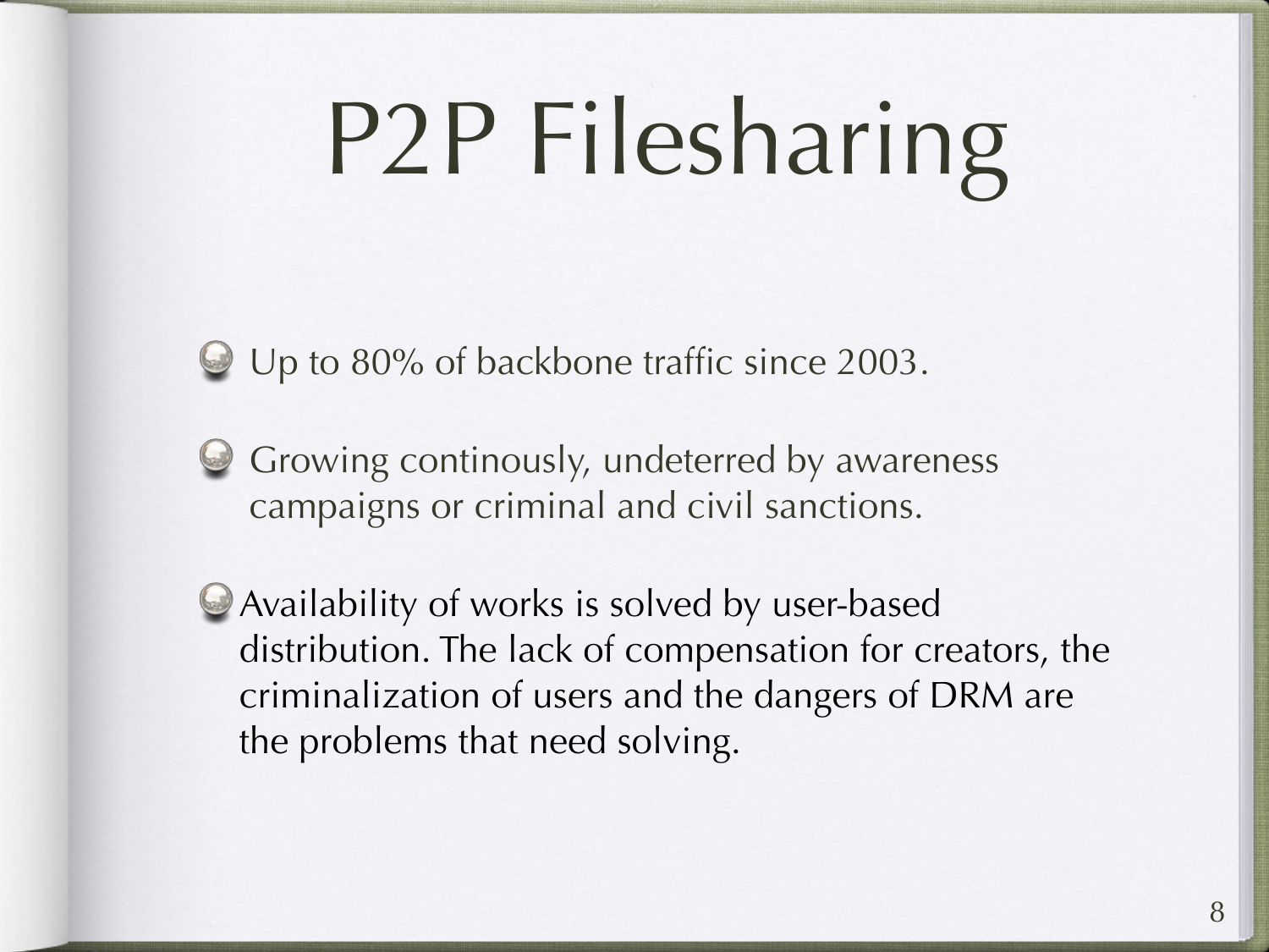# P2P Filesharing

- Up to 80% of backbone traffic since 2003.
- Growing continously, undeterred by awareness campaigns or criminal and civil sanctions.
- Availability of works is solved by user-based distribution. The lack of compensation for creators, the criminalization of users and the dangers of DRM are the problems that need solving.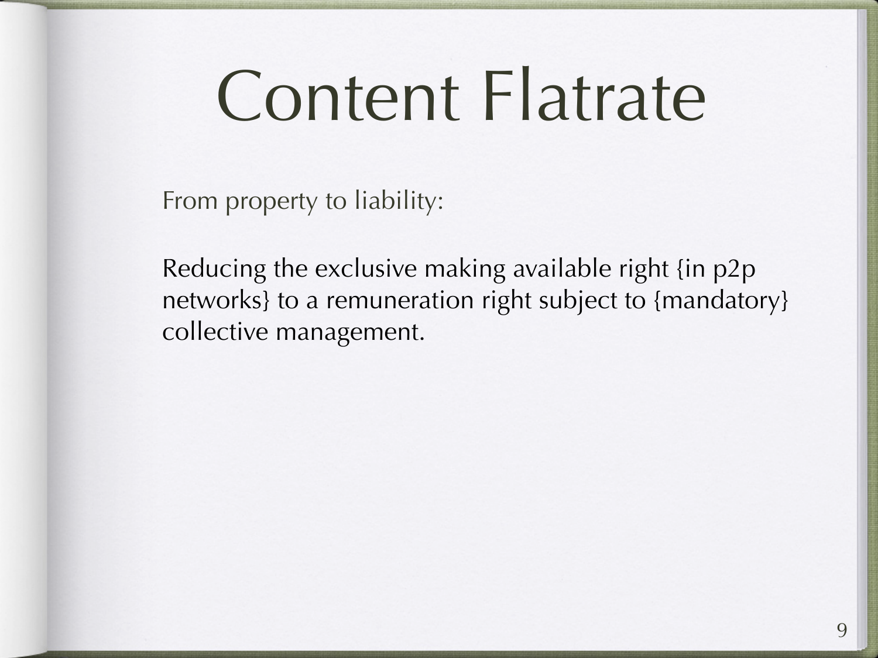# Content Flatrate

From property to liability:

Reducing the exclusive making available right {in p2p networks} to a remuneration right subject to {mandatory} collective management.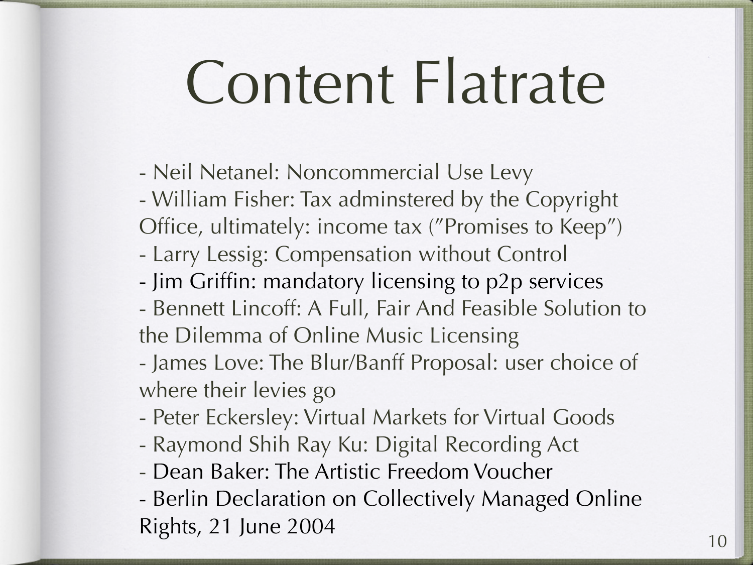# Content Flatrate

- Neil Netanel: Noncommercial Use Levy
- William Fisher: Tax adminstered by the Copyright Office, ultimately: income tax ("Promises to Keep")
- Larry Lessig: Compensation without Control
- Jim Griffin: mandatory licensing to p2p services
- Bennett Lincoff: A Full, Fair And Feasible Solution to the Dilemma of Online Music Licensing
- James Love: The Blur/Banff Proposal: user choice of where their levies go
- Peter Eckersley: Virtual Markets for Virtual Goods
- Raymond Shih Ray Ku: Digital Recording Act
- Dean Baker: The Artistic Freedom Voucher
- Berlin Declaration on Collectively Managed Online Rights, 21 June 2004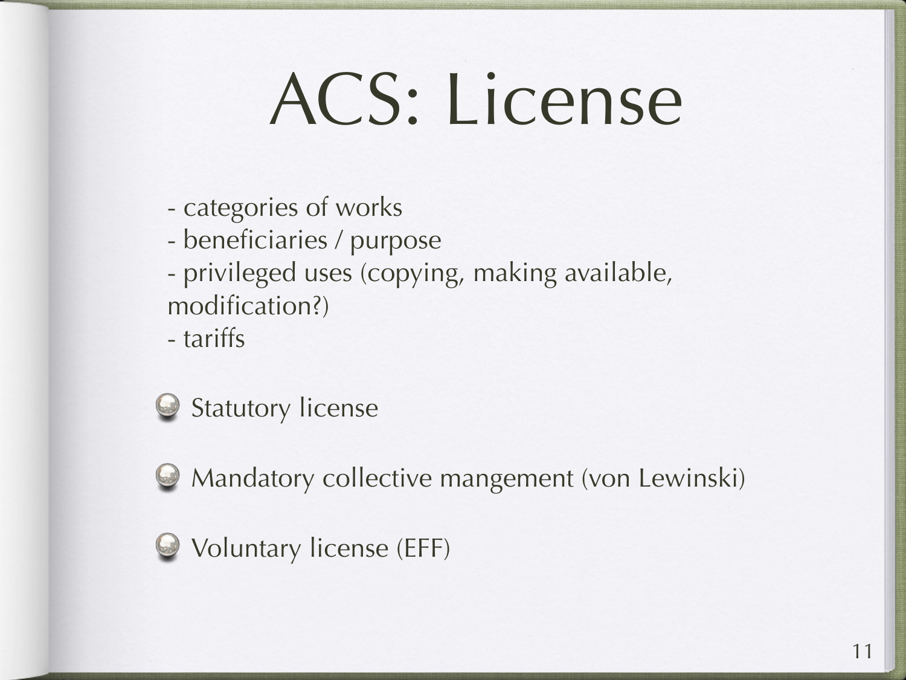# ACS: License

- categories of works
- beneficiaries / purpose
- privileged uses (copying, making available, modification?)
- tariffs

- Statutory license
- Mandatory collective mangement (von Lewinski)
- Voluntary license (EFF)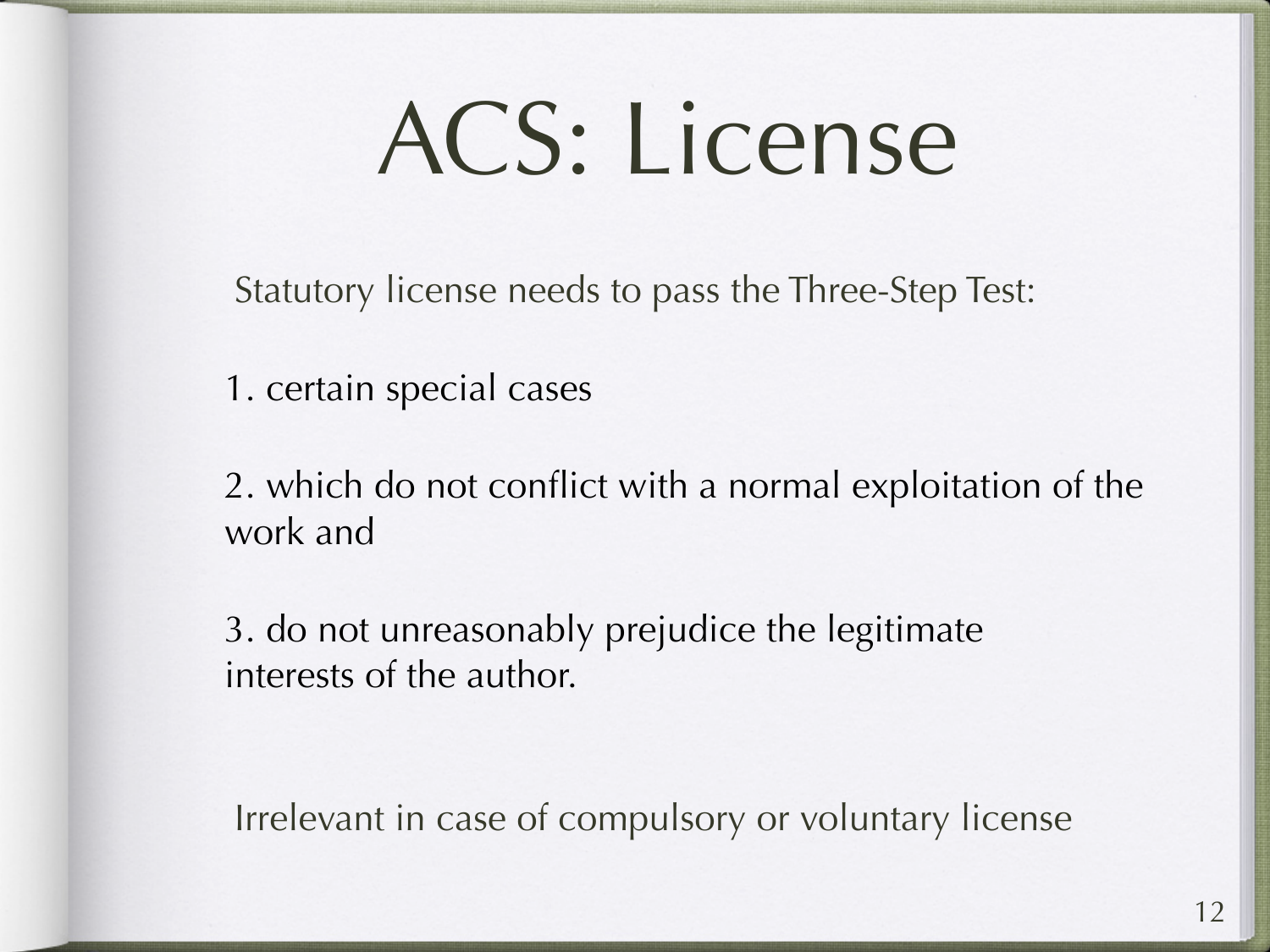# ACS: License

Statutory license needs to pass the Three-Step Test:

1. certain special cases

2. which do not conflict with a normal exploitation of the work and

3. do not unreasonably prejudice the legitimate interests of the author.

Irrelevant in case of compulsory or voluntary license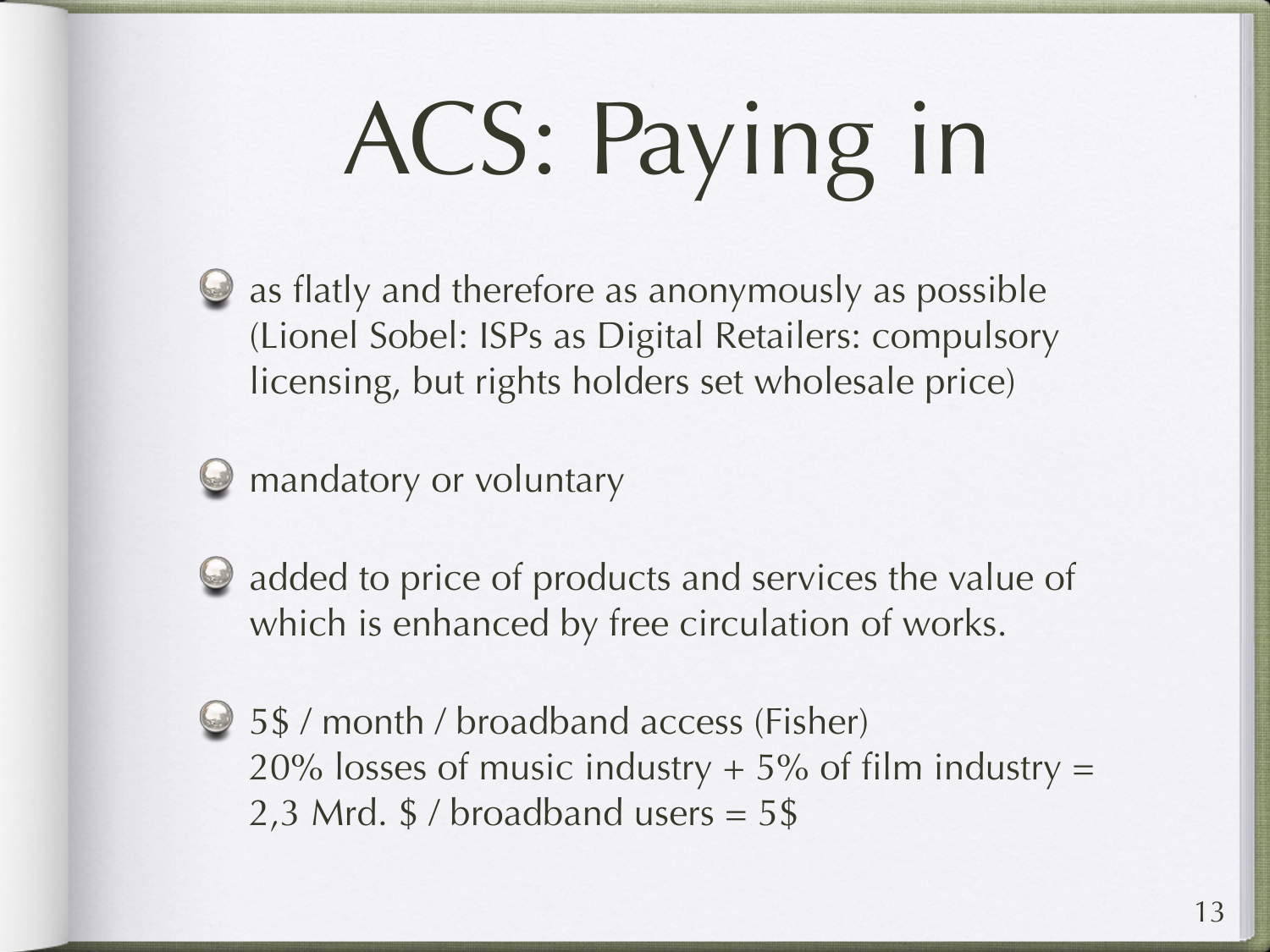# ACS: Paying in

- as flatly and therefore as anonymously as possible (Lionel Sobel: ISPs as Digital Retailers: compulsory licensing, but rights holders set wholesale price)
- mandatory or voluntary
- added to price of products and services the value of which is enhanced by free circulation of works.
- 5$ / month / broadband access (Fisher)
  20% losses of music industry + 5% of film industry = 2,3 Mrd. $ / broadband users = 5$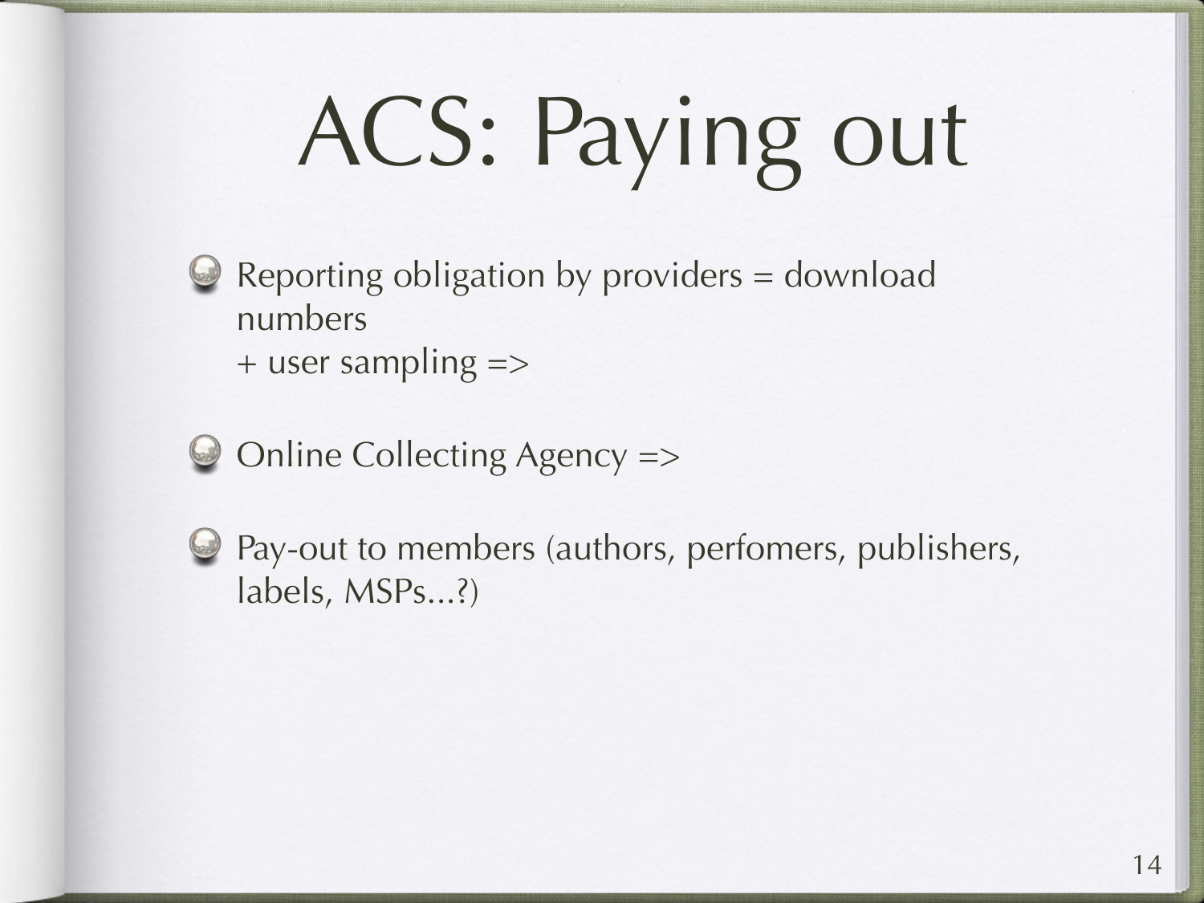# ACS: Paying out

- Reporting obligation by providers = download numbers
  + user sampling =>

- Online Collecting Agency =>

- Pay-out to members (authors, perfomers, publishers, labels, MSPs...?)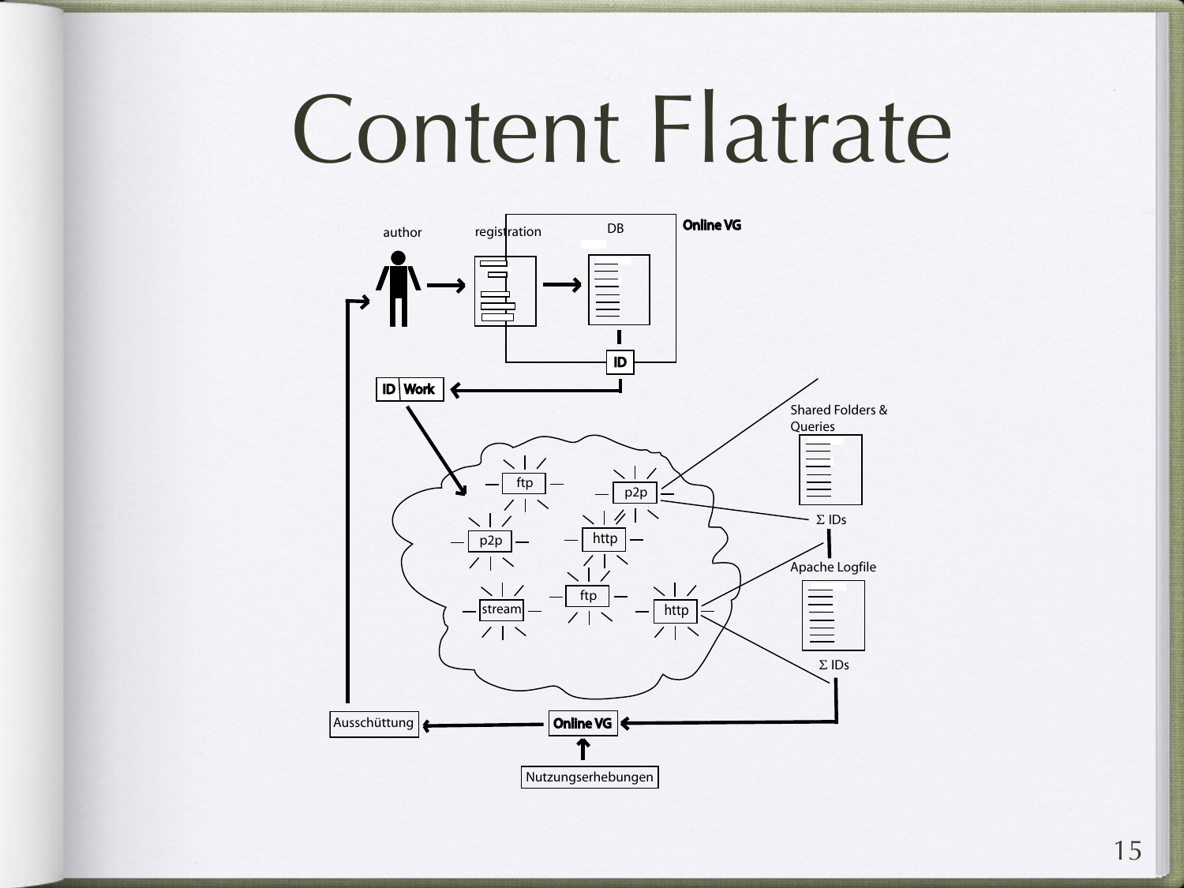# Content Flatrate

author

registration

DB

Online VG

ID

ID | Work

Shared Folders & Queries

ftp

p2p

p2p

http

Σ IDs

Apache Logfile

ftp

stream

http

Σ IDs

Ausschüttung

Online VG

Nutzungserhebungen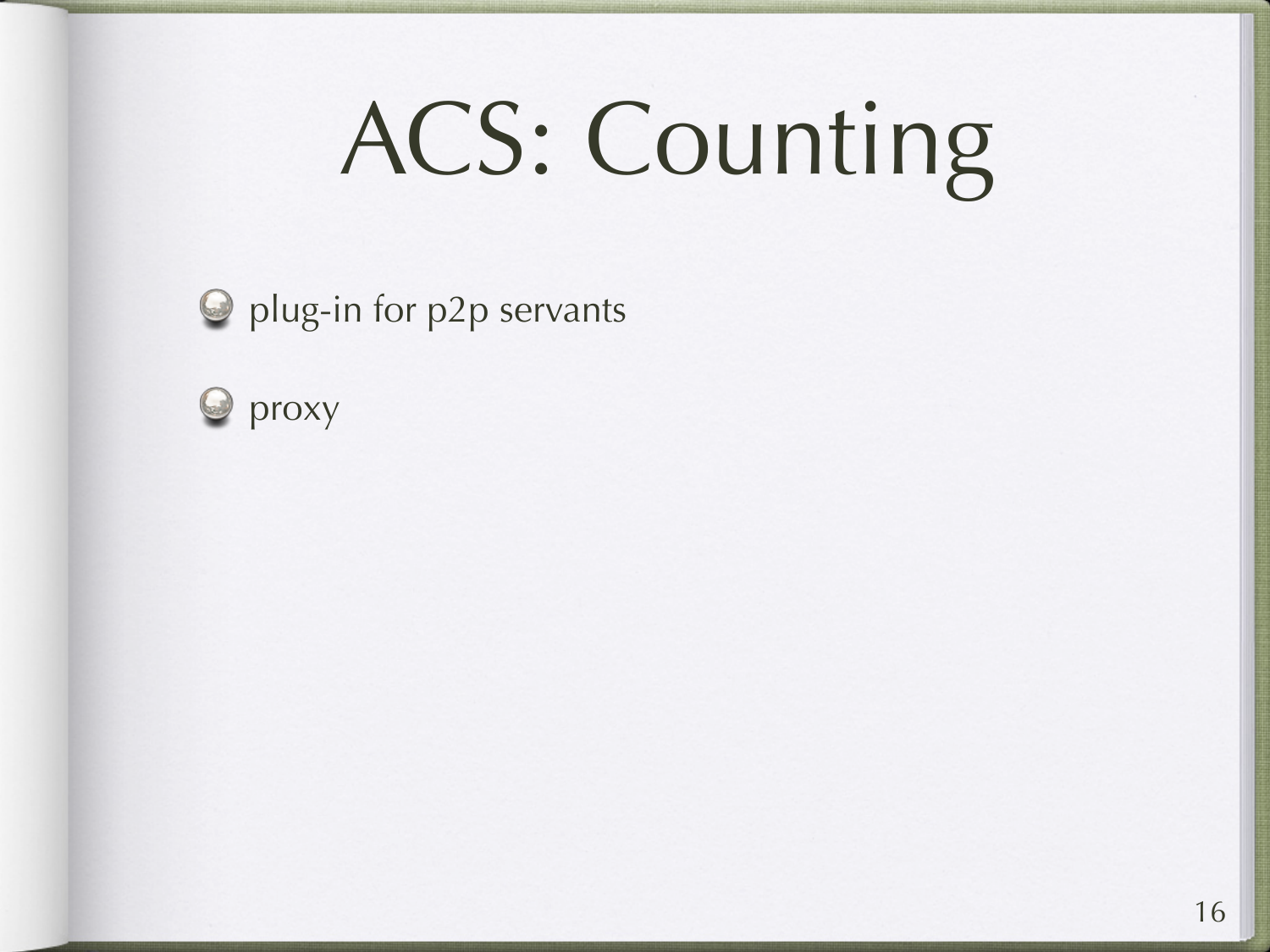# ACS: Counting

- plug-in for p2p servants
- proxy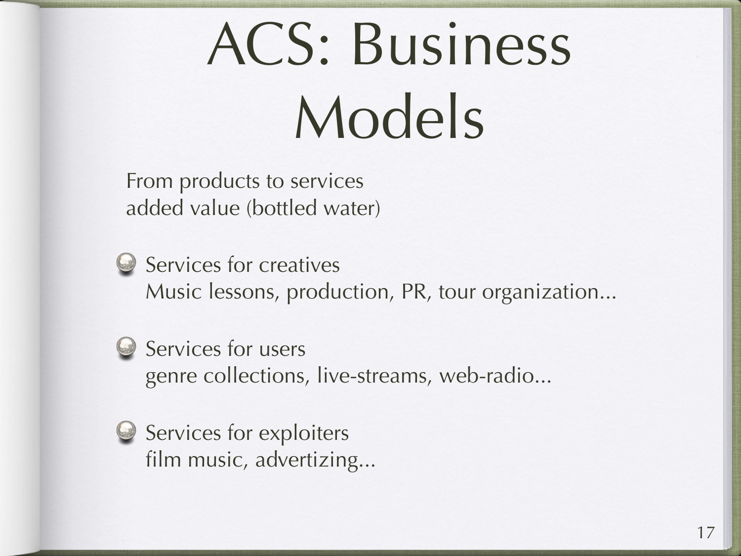# ACS: Business Models

From products to services
added value (bottled water)

- Services for creatives
  Music lessons, production, PR, tour organization...
- Services for users
  genre collections, live-streams, web-radio...
- Services for exploiters
  film music, advertizing...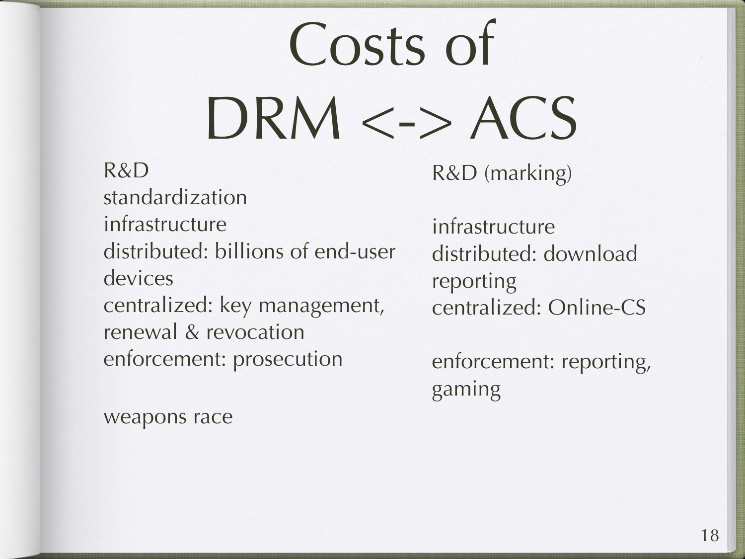# Costs of DRM <-> ACS

| DRM | ACS |
| --- | --- |
| R&D | R&D (marking) |
| standardization | |
| infrastructure | infrastructure |
| distributed: billions of end-user devices | distributed: download reporting |
| centralized: key management, renewal & revocation | centralized: Online-CS |
| enforcement: prosecution | enforcement: reporting, gaming |
| weapons race | |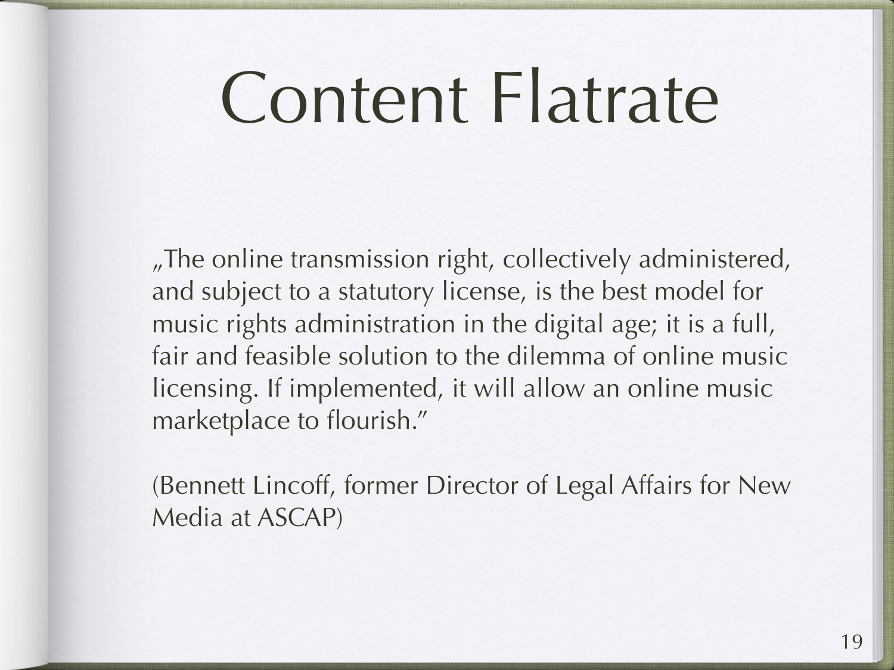# Content Flatrate

„The online transmission right, collectively administered, and subject to a statutory license, is the best model for music rights administration in the digital age; it is a full, fair and feasible solution to the dilemma of online music licensing. If implemented, it will allow an online music marketplace to flourish."

(Bennett Lincoff, former Director of Legal Affairs for New Media at ASCAP)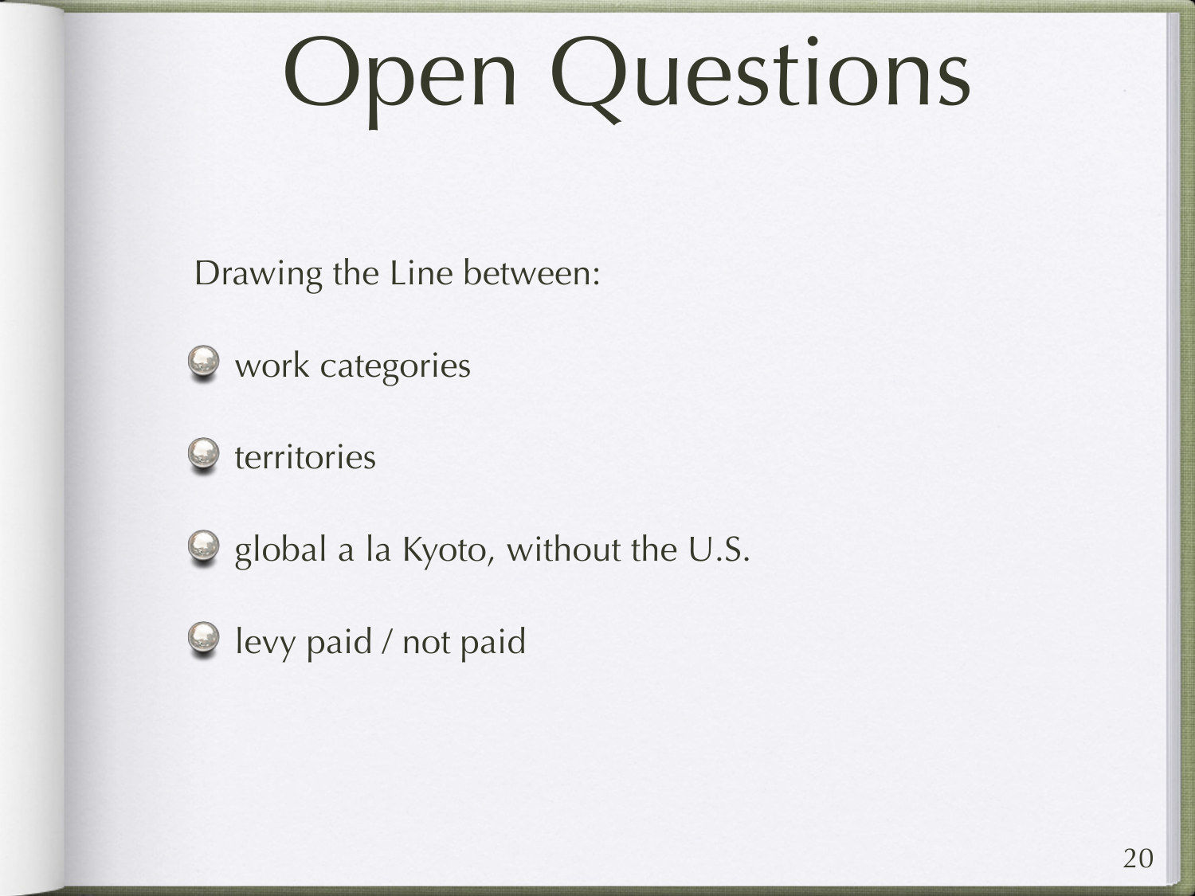# Open Questions

Drawing the Line between:

- work categories
- territories
- global a la Kyoto, without the U.S.
- levy paid / not paid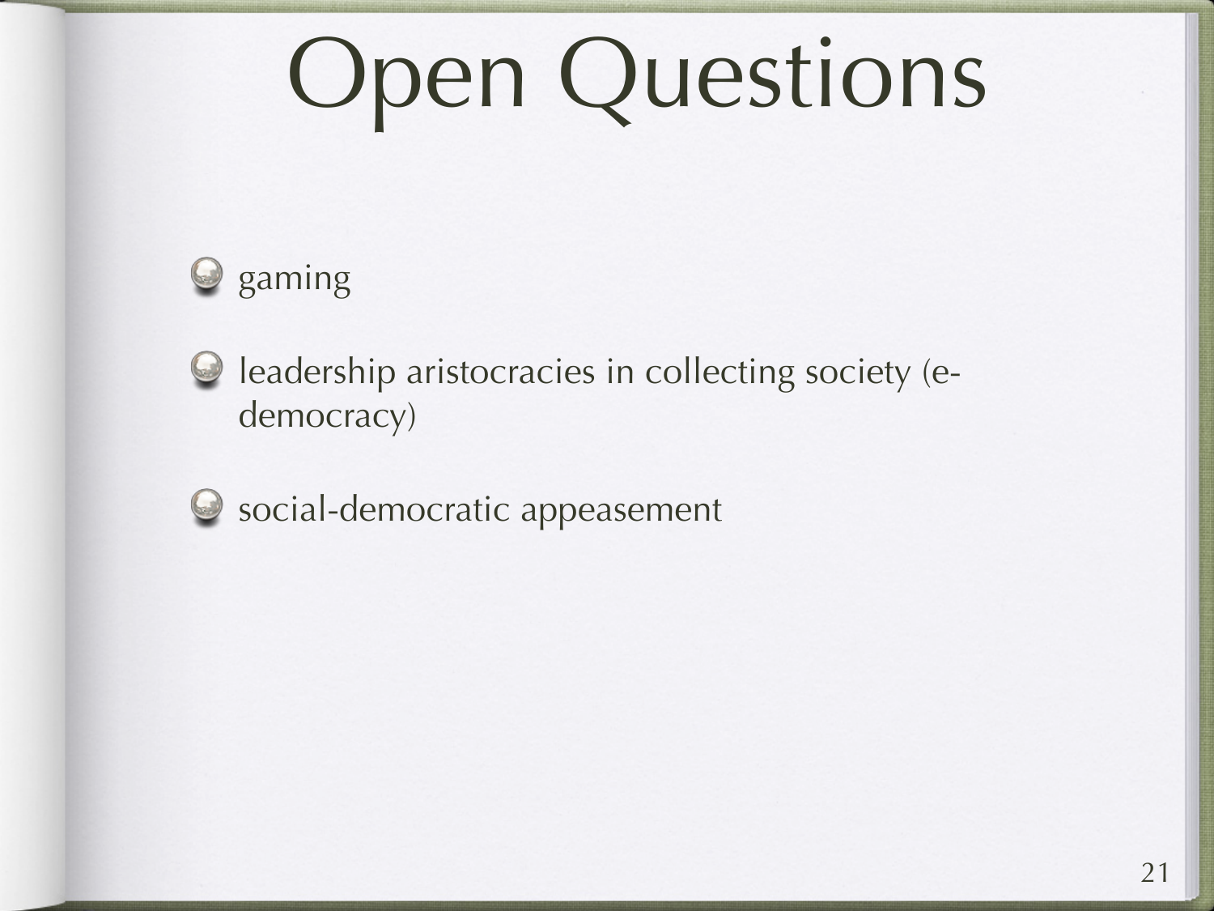# Open Questions

- gaming
- leadership aristocracies in collecting society (e-democracy)
- social-democratic appeasement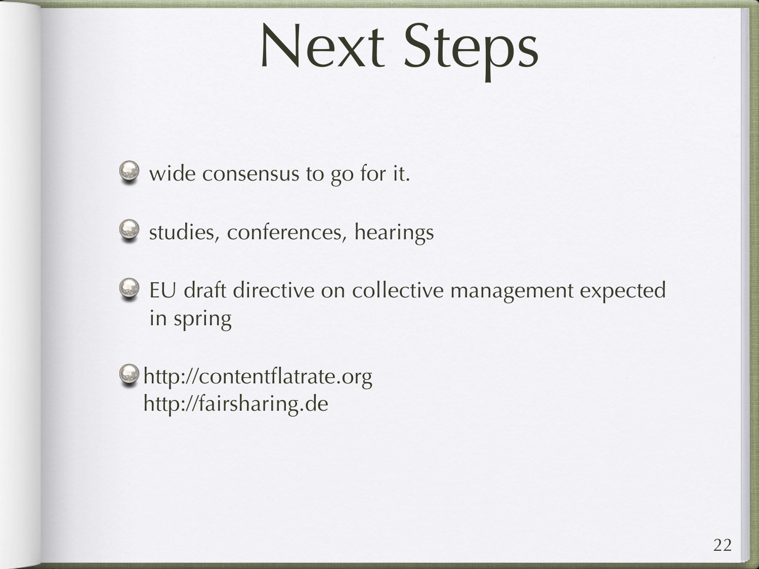# Next Steps

- wide consensus to go for it.
- studies, conferences, hearings
- EU draft directive on collective management expected in spring
- http://contentflatrate.org
  http://fairsharing.de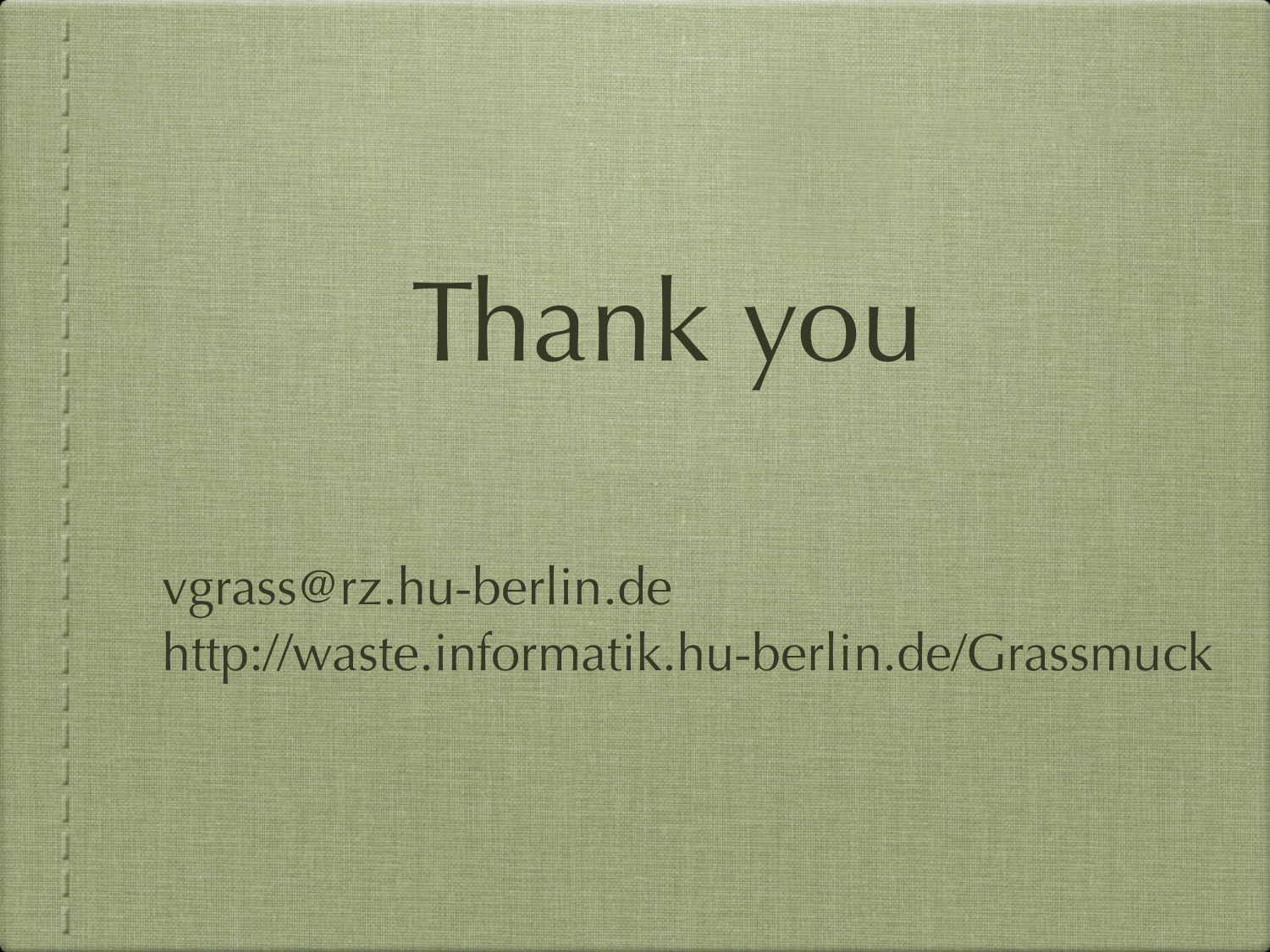# Thank you

vgrass@rz.hu-berlin.de
http://waste.informatik.hu-berlin.de/Grassmuck